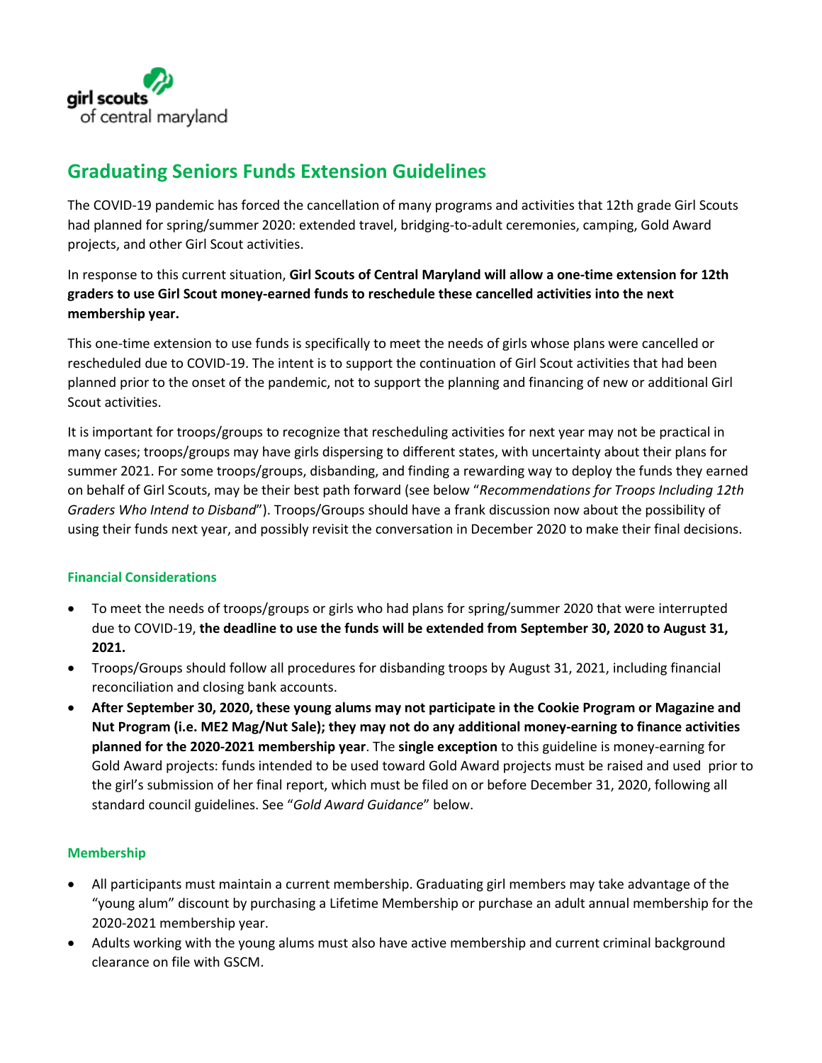girl scouts of central maryland

# Graduating Seniors Funds Extension Guidelines

The COVID-19 pandemic has forced the cancellation of many programs and activities that 12th grade Girl Scouts had planned for spring/summer 2020: extended travel, bridging-to-adult ceremonies, camping, Gold Award projects, and other Girl Scout activities.

In response to this current situation, **Girl Scouts of Central Maryland will allow a one-time extension for 12th graders to use Girl Scout money-earned funds to reschedule these cancelled activities into the next membership year.**

This one-time extension to use funds is specifically to meet the needs of girls whose plans were cancelled or rescheduled due to COVID-19. The intent is to support the continuation of Girl Scout activities that had been planned prior to the onset of the pandemic, not to support the planning and financing of new or additional Girl Scout activities.

It is important for troops/groups to recognize that rescheduling activities for next year may not be practical in many cases; troops/groups may have girls dispersing to different states, with uncertainty about their plans for summer 2021. For some troops/groups, disbanding, and finding a rewarding way to deploy the funds they earned on behalf of Girl Scouts, may be their best path forward (see below "*Recommendations for Troops Including 12th Graders Who Intend to Disband*"). Troops/Groups should have a frank discussion now about the possibility of using their funds next year, and possibly revisit the conversation in December 2020 to make their final decisions.

## Financial Considerations

- To meet the needs of troops/groups or girls who had plans for spring/summer 2020 that were interrupted due to COVID-19, **the deadline to use the funds will be extended from September 30, 2020 to August 31, 2021.**
- Troops/Groups should follow all procedures for disbanding troops by August 31, 2021, including financial reconciliation and closing bank accounts.
- **After September 30, 2020, these young alums may not participate in the Cookie Program or Magazine and Nut Program (i.e. ME2 Mag/Nut Sale); they may not do any additional money-earning to finance activities planned for the 2020-2021 membership year**. The **single exception** to this guideline is money-earning for Gold Award projects: funds intended to be used toward Gold Award projects must be raised and used prior to the girl's submission of her final report, which must be filed on or before December 31, 2020, following all standard council guidelines. See "*Gold Award Guidance*" below.

## Membership

- All participants must maintain a current membership. Graduating girl members may take advantage of the "young alum" discount by purchasing a Lifetime Membership or purchase an adult annual membership for the 2020-2021 membership year.
- Adults working with the young alums must also have active membership and current criminal background clearance on file with GSCM.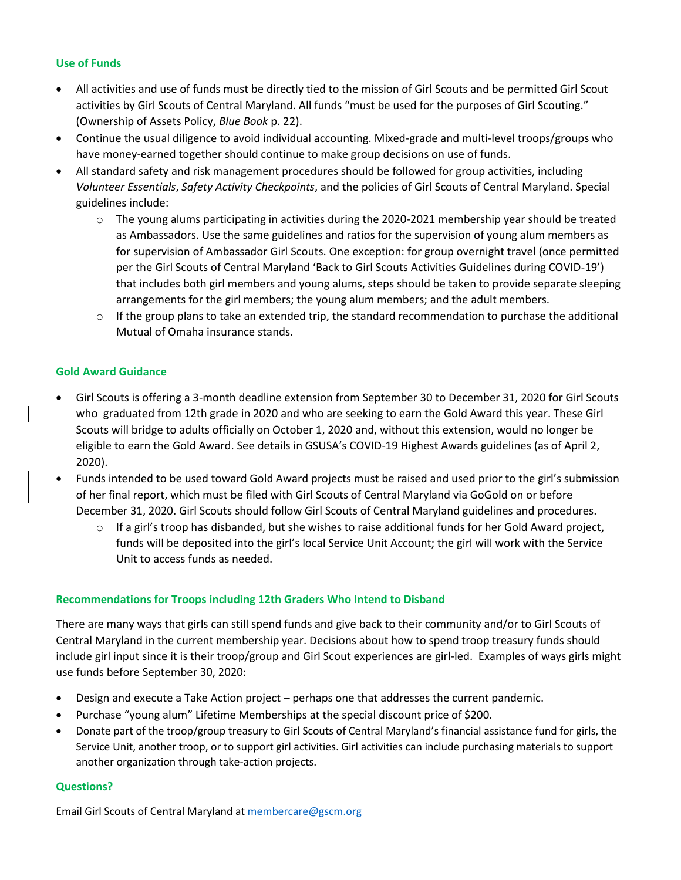## Use of Funds

- All activities and use of funds must be directly tied to the mission of Girl Scouts and be permitted Girl Scout activities by Girl Scouts of Central Maryland. All funds "must be used for the purposes of Girl Scouting." (Ownership of Assets Policy, *Blue Book* p. 22).
- Continue the usual diligence to avoid individual accounting. Mixed-grade and multi-level troops/groups who have money-earned together should continue to make group decisions on use of funds.
- All standard safety and risk management procedures should be followed for group activities, including *Volunteer Essentials*, *Safety Activity Checkpoints*, and the policies of Girl Scouts of Central Maryland. Special guidelines include:
    - The young alums participating in activities during the 2020-2021 membership year should be treated as Ambassadors. Use the same guidelines and ratios for the supervision of young alum members as for supervision of Ambassador Girl Scouts. One exception: for group overnight travel (once permitted per the Girl Scouts of Central Maryland 'Back to Girl Scouts Activities Guidelines during COVID-19') that includes both girl members and young alums, steps should be taken to provide separate sleeping arrangements for the girl members; the young alum members; and the adult members.
    - If the group plans to take an extended trip, the standard recommendation to purchase the additional Mutual of Omaha insurance stands.

## Gold Award Guidance

- Girl Scouts is offering a 3-month deadline extension from September 30 to December 31, 2020 for Girl Scouts who graduated from 12th grade in 2020 and who are seeking to earn the Gold Award this year. These Girl Scouts will bridge to adults officially on October 1, 2020 and, without this extension, would no longer be eligible to earn the Gold Award. See details in GSUSA's COVID-19 Highest Awards guidelines (as of April 2, 2020).
- Funds intended to be used toward Gold Award projects must be raised and used prior to the girl's submission of her final report, which must be filed with Girl Scouts of Central Maryland via GoGold on or before December 31, 2020. Girl Scouts should follow Girl Scouts of Central Maryland guidelines and procedures.
    - If a girl's troop has disbanded, but she wishes to raise additional funds for her Gold Award project, funds will be deposited into the girl's local Service Unit Account; the girl will work with the Service Unit to access funds as needed.

## Recommendations for Troops including 12th Graders Who Intend to Disband

There are many ways that girls can still spend funds and give back to their community and/or to Girl Scouts of Central Maryland in the current membership year. Decisions about how to spend troop treasury funds should include girl input since it is their troop/group and Girl Scout experiences are girl-led. Examples of ways girls might use funds before September 30, 2020:

- Design and execute a Take Action project – perhaps one that addresses the current pandemic.
- Purchase "young alum" Lifetime Memberships at the special discount price of $200.
- Donate part of the troop/group treasury to Girl Scouts of Central Maryland's financial assistance fund for girls, the Service Unit, another troop, or to support girl activities. Girl activities can include purchasing materials to support another organization through take-action projects.

## Questions?

Email Girl Scouts of Central Maryland at membercare@gscm.org